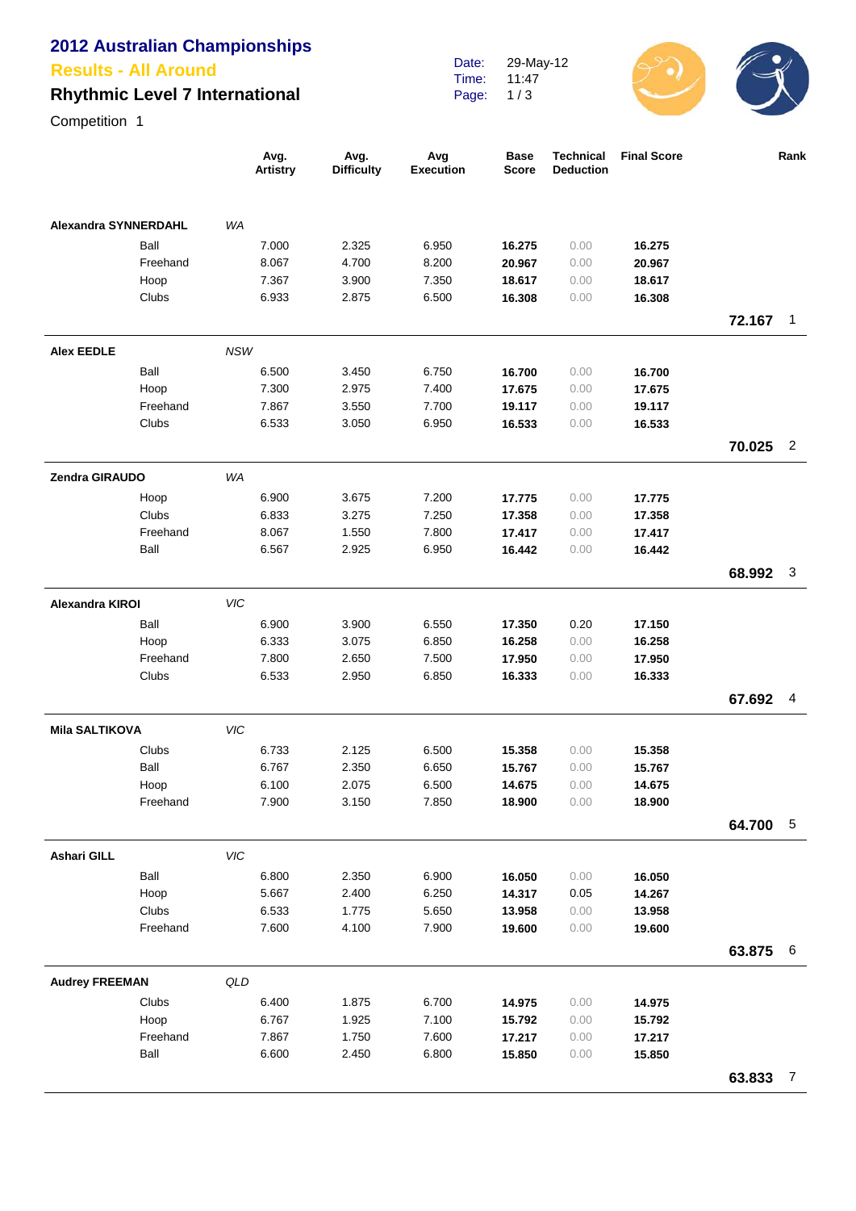# 2012 Australian Championships

## Results - All Around

## Rhythmic Level 7 International

Competition 1

Date: 29-May-12
Time: 11:47

| | | Avg. Artistry | Avg. Difficulty | Avg Execution | Base Score | Technical Deduction | Final Score | | Rank |
|---|---|---|---|---|---|---|---|---|---|
| **Alexandra SYNNERDAHL** | *WA* | | | | | | | | |
| | Ball | 7.000 | 2.325 | 6.950 | **16.275** | 0.00 | **16.275** | | |
| | Freehand | 8.067 | 4.700 | 8.200 | **20.967** | 0.00 | **20.967** | | |
| | Hoop | 7.367 | 3.900 | 7.350 | **18.617** | 0.00 | **18.617** | | |
| | Clubs | 6.933 | 2.875 | 6.500 | **16.308** | 0.00 | **16.308** | | |
| | | | | | | | | **72.167** | 1 |
| **Alex EEDLE** | *NSW* | | | | | | | | |
| | Ball | 6.500 | 3.450 | 6.750 | **16.700** | 0.00 | **16.700** | | |
| | Hoop | 7.300 | 2.975 | 7.400 | **17.675** | 0.00 | **17.675** | | |
| | Freehand | 7.867 | 3.550 | 7.700 | **19.117** | 0.00 | **19.117** | | |
| | Clubs | 6.533 | 3.050 | 6.950 | **16.533** | 0.00 | **16.533** | | |
| | | | | | | | | **70.025** | 2 |
| **Zendra GIRAUDO** | *WA* | | | | | | | | |
| | Hoop | 6.900 | 3.675 | 7.200 | **17.775** | 0.00 | **17.775** | | |
| | Clubs | 6.833 | 3.275 | 7.250 | **17.358** | 0.00 | **17.358** | | |
| | Freehand | 8.067 | 1.550 | 7.800 | **17.417** | 0.00 | **17.417** | | |
| | Ball | 6.567 | 2.925 | 6.950 | **16.442** | 0.00 | **16.442** | | |
| | | | | | | | | **68.992** | 3 |
| **Alexandra KIROI** | *VIC* | | | | | | | | |
| | Ball | 6.900 | 3.900 | 6.550 | **17.350** | 0.20 | **17.150** | | |
| | Hoop | 6.333 | 3.075 | 6.850 | **16.258** | 0.00 | **16.258** | | |
| | Freehand | 7.800 | 2.650 | 7.500 | **17.950** | 0.00 | **17.950** | | |
| | Clubs | 6.533 | 2.950 | 6.850 | **16.333** | 0.00 | **16.333** | | |
| | | | | | | | | **67.692** | 4 |
| **Mila SALTIKOVA** | *VIC* | | | | | | | | |
| | Clubs | 6.733 | 2.125 | 6.500 | **15.358** | 0.00 | **15.358** | | |
| | Ball | 6.767 | 2.350 | 6.650 | **15.767** | 0.00 | **15.767** | | |
| | Hoop | 6.100 | 2.075 | 6.500 | **14.675** | 0.00 | **14.675** | | |
| | Freehand | 7.900 | 3.150 | 7.850 | **18.900** | 0.00 | **18.900** | | |
| | | | | | | | | **64.700** | 5 |
| **Ashari GILL** | *VIC* | | | | | | | | |
| | Ball | 6.800 | 2.350 | 6.900 | **16.050** | 0.00 | **16.050** | | |
| | Hoop | 5.667 | 2.400 | 6.250 | **14.317** | 0.05 | **14.267** | | |
| | Clubs | 6.533 | 1.775 | 5.650 | **13.958** | 0.00 | **13.958** | | |
| | Freehand | 7.600 | 4.100 | 7.900 | **19.600** | 0.00 | **19.600** | | |
| | | | | | | | | **63.875** | 6 |
| **Audrey FREEMAN** | *QLD* | | | | | | | | |
| | Clubs | 6.400 | 1.875 | 6.700 | **14.975** | 0.00 | **14.975** | | |
| | Hoop | 6.767 | 1.925 | 7.100 | **15.792** | 0.00 | **15.792** | | |
| | Freehand | 7.867 | 1.750 | 7.600 | **17.217** | 0.00 | **17.217** | | |
| | Ball | 6.600 | 2.450 | 6.800 | **15.850** | 0.00 | **15.850** | | |
| | | | | | | | | **63.833** | 7 |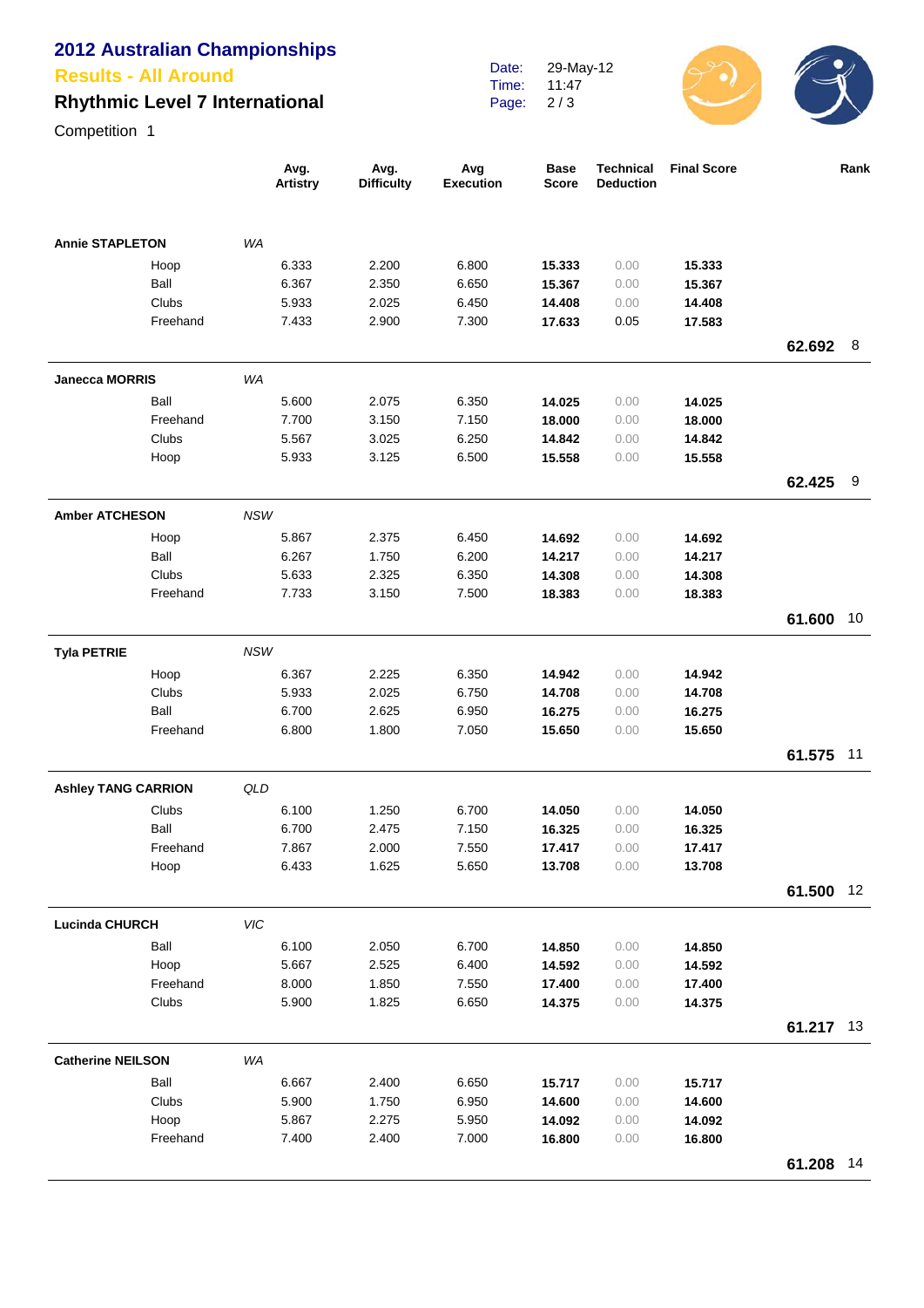# 2012 Australian Championships

## Results - All Around

### Rhythmic Level 7 International

Competition 1

Date: 29-May-12
Time: 11:47

| | | Avg. Artistry | Avg. Difficulty | Avg Execution | Base Score | Technical Deduction | Final Score | | Rank |
|---|---|---|---|---|---|---|---|---|---|
| **Annie STAPLETON** | *WA* | | | | | | | | |
| Hoop | | 6.333 | 2.200 | 6.800 | **15.333** | 0.00 | **15.333** | | |
| Ball | | 6.367 | 2.350 | 6.650 | **15.367** | 0.00 | **15.367** | | |
| Clubs | | 5.933 | 2.025 | 6.450 | **14.408** | 0.00 | **14.408** | | |
| Freehand | | 7.433 | 2.900 | 7.300 | **17.633** | 0.05 | **17.583** | | |
| | | | | | | | | **62.692** | 8 |
| **Janecca MORRIS** | *WA* | | | | | | | | |
| Ball | | 5.600 | 2.075 | 6.350 | **14.025** | 0.00 | **14.025** | | |
| Freehand | | 7.700 | 3.150 | 7.150 | **18.000** | 0.00 | **18.000** | | |
| Clubs | | 5.567 | 3.025 | 6.250 | **14.842** | 0.00 | **14.842** | | |
| Hoop | | 5.933 | 3.125 | 6.500 | **15.558** | 0.00 | **15.558** | | |
| | | | | | | | | **62.425** | 9 |
| **Amber ATCHESON** | *NSW* | | | | | | | | |
| Hoop | | 5.867 | 2.375 | 6.450 | **14.692** | 0.00 | **14.692** | | |
| Ball | | 6.267 | 1.750 | 6.200 | **14.217** | 0.00 | **14.217** | | |
| Clubs | | 5.633 | 2.325 | 6.350 | **14.308** | 0.00 | **14.308** | | |
| Freehand | | 7.733 | 3.150 | 7.500 | **18.383** | 0.00 | **18.383** | | |
| | | | | | | | | **61.600** | 10 |
| **Tyla PETRIE** | *NSW* | | | | | | | | |
| Hoop | | 6.367 | 2.225 | 6.350 | **14.942** | 0.00 | **14.942** | | |
| Clubs | | 5.933 | 2.025 | 6.750 | **14.708** | 0.00 | **14.708** | | |
| Ball | | 6.700 | 2.625 | 6.950 | **16.275** | 0.00 | **16.275** | | |
| Freehand | | 6.800 | 1.800 | 7.050 | **15.650** | 0.00 | **15.650** | | |
| | | | | | | | | **61.575** | 11 |
| **Ashley TANG CARRION** | *QLD* | | | | | | | | |
| Clubs | | 6.100 | 1.250 | 6.700 | **14.050** | 0.00 | **14.050** | | |
| Ball | | 6.700 | 2.475 | 7.150 | **16.325** | 0.00 | **16.325** | | |
| Freehand | | 7.867 | 2.000 | 7.550 | **17.417** | 0.00 | **17.417** | | |
| Hoop | | 6.433 | 1.625 | 5.650 | **13.708** | 0.00 | **13.708** | | |
| | | | | | | | | **61.500** | 12 |
| **Lucinda CHURCH** | *VIC* | | | | | | | | |
| Ball | | 6.100 | 2.050 | 6.700 | **14.850** | 0.00 | **14.850** | | |
| Hoop | | 5.667 | 2.525 | 6.400 | **14.592** | 0.00 | **14.592** | | |
| Freehand | | 8.000 | 1.850 | 7.550 | **17.400** | 0.00 | **17.400** | | |
| Clubs | | 5.900 | 1.825 | 6.650 | **14.375** | 0.00 | **14.375** | | |
| | | | | | | | | **61.217** | 13 |
| **Catherine NEILSON** | *WA* | | | | | | | | |
| Ball | | 6.667 | 2.400 | 6.650 | **15.717** | 0.00 | **15.717** | | |
| Clubs | | 5.900 | 1.750 | 6.950 | **14.600** | 0.00 | **14.600** | | |
| Hoop | | 5.867 | 2.275 | 5.950 | **14.092** | 0.00 | **14.092** | | |
| Freehand | | 7.400 | 2.400 | 7.000 | **16.800** | 0.00 | **16.800** | | |
| | | | | | | | | **61.208** | 14 |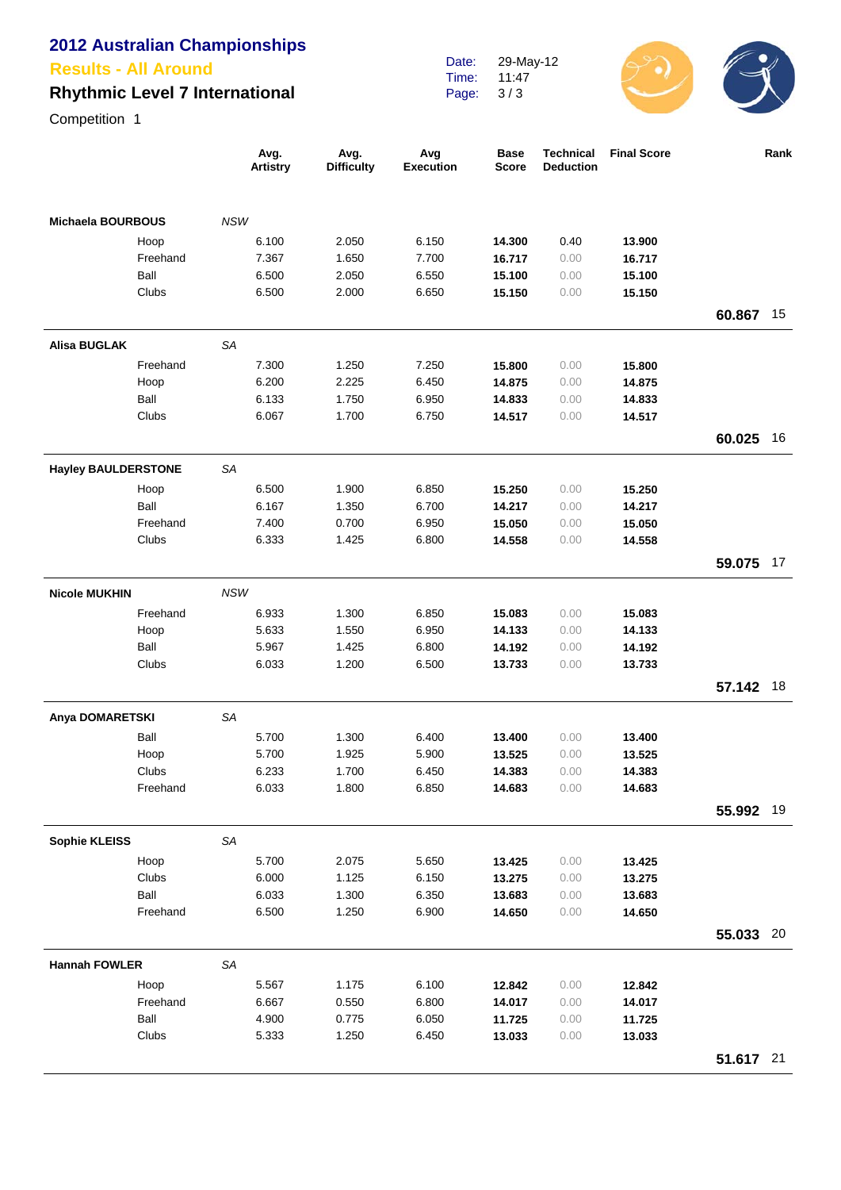# 2012 Australian Championships

## Results - All Around

## Rhythmic Level 7 International

Competition 1

Date: 29-May-12
Time: 11:47

| | | Avg. Artistry | Avg. Difficulty | Avg Execution | Base Score | Technical Deduction | Final Score | | Rank |
|---|---|---|---|---|---|---|---|---|---|
| **Michaela BOURBOUS** | *NSW* | | | | | | | | |
| Hoop | | 6.100 | 2.050 | 6.150 | **14.300** | 0.40 | **13.900** | | |
| Freehand | | 7.367 | 1.650 | 7.700 | **16.717** | 0.00 | **16.717** | | |
| Ball | | 6.500 | 2.050 | 6.550 | **15.100** | 0.00 | **15.100** | | |
| Clubs | | 6.500 | 2.000 | 6.650 | **15.150** | 0.00 | **15.150** | | |
| | | | | | | | | **60.867** | 15 |
| **Alisa BUGLAK** | *SA* | | | | | | | | |
| Freehand | | 7.300 | 1.250 | 7.250 | **15.800** | 0.00 | **15.800** | | |
| Hoop | | 6.200 | 2.225 | 6.450 | **14.875** | 0.00 | **14.875** | | |
| Ball | | 6.133 | 1.750 | 6.950 | **14.833** | 0.00 | **14.833** | | |
| Clubs | | 6.067 | 1.700 | 6.750 | **14.517** | 0.00 | **14.517** | | |
| | | | | | | | | **60.025** | 16 |
| **Hayley BAULDERSTONE** | *SA* | | | | | | | | |
| Hoop | | 6.500 | 1.900 | 6.850 | **15.250** | 0.00 | **15.250** | | |
| Ball | | 6.167 | 1.350 | 6.700 | **14.217** | 0.00 | **14.217** | | |
| Freehand | | 7.400 | 0.700 | 6.950 | **15.050** | 0.00 | **15.050** | | |
| Clubs | | 6.333 | 1.425 | 6.800 | **14.558** | 0.00 | **14.558** | | |
| | | | | | | | | **59.075** | 17 |
| **Nicole MUKHIN** | *NSW* | | | | | | | | |
| Freehand | | 6.933 | 1.300 | 6.850 | **15.083** | 0.00 | **15.083** | | |
| Hoop | | 5.633 | 1.550 | 6.950 | **14.133** | 0.00 | **14.133** | | |
| Ball | | 5.967 | 1.425 | 6.800 | **14.192** | 0.00 | **14.192** | | |
| Clubs | | 6.033 | 1.200 | 6.500 | **13.733** | 0.00 | **13.733** | | |
| | | | | | | | | **57.142** | 18 |
| **Anya DOMARETSKI** | *SA* | | | | | | | | |
| Ball | | 5.700 | 1.300 | 6.400 | **13.400** | 0.00 | **13.400** | | |
| Hoop | | 5.700 | 1.925 | 5.900 | **13.525** | 0.00 | **13.525** | | |
| Clubs | | 6.233 | 1.700 | 6.450 | **14.383** | 0.00 | **14.383** | | |
| Freehand | | 6.033 | 1.800 | 6.850 | **14.683** | 0.00 | **14.683** | | |
| | | | | | | | | **55.992** | 19 |
| **Sophie KLEISS** | *SA* | | | | | | | | |
| Hoop | | 5.700 | 2.075 | 5.650 | **13.425** | 0.00 | **13.425** | | |
| Clubs | | 6.000 | 1.125 | 6.150 | **13.275** | 0.00 | **13.275** | | |
| Ball | | 6.033 | 1.300 | 6.350 | **13.683** | 0.00 | **13.683** | | |
| Freehand | | 6.500 | 1.250 | 6.900 | **14.650** | 0.00 | **14.650** | | |
| | | | | | | | | **55.033** | 20 |
| **Hannah FOWLER** | *SA* | | | | | | | | |
| Hoop | | 5.567 | 1.175 | 6.100 | **12.842** | 0.00 | **12.842** | | |
| Freehand | | 6.667 | 0.550 | 6.800 | **14.017** | 0.00 | **14.017** | | |
| Ball | | 4.900 | 0.775 | 6.050 | **11.725** | 0.00 | **11.725** | | |
| Clubs | | 5.333 | 1.250 | 6.450 | **13.033** | 0.00 | **13.033** | | |
| | | | | | | | | **51.617** | 21 |